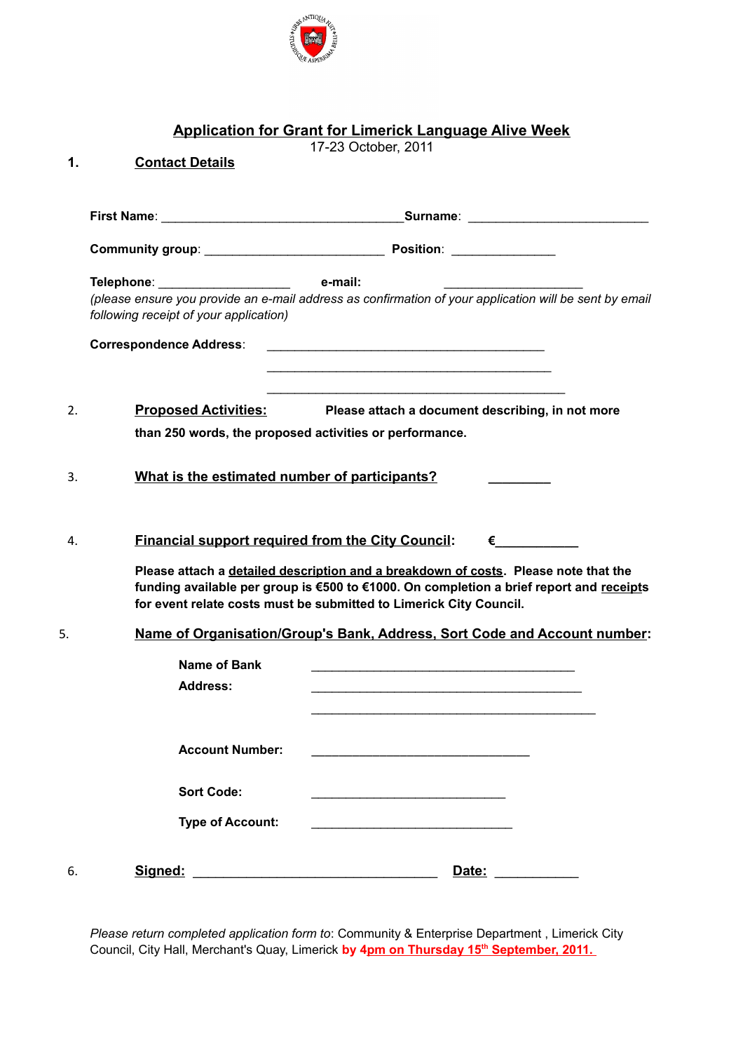# Application for Grant for Limerick Language Alive Week

17-23 October, 2011

## 1. Contact Details

**First Name**: ___________________________________ **Surname**: __________________________

**Community group**: __________________________ **Position**: _______________

**Telephone**: ___________________ **e-mail**: ____________________

*(please ensure you provide an e-mail address as confirmation of your application will be sent by email following receipt of your application)*

**Correspondence Address**: ________________________________________

________________________________________

________________________________________

## 2. Proposed Activities:

**Please attach a document describing, in not more than 250 words, the proposed activities or performance.**

## 3. What is the estimated number of participants? _________

## 4. Financial support required from the City Council: €___________

**Please attach a detailed description and a breakdown of costs. Please note that the funding available per group is €500 to €1000. On completion a brief report and receipts for event relate costs must be submitted to Limerick City Council.**

## 5. Name of Organisation/Group's Bank, Address, Sort Code and Account number:

**Name of Bank** ______________________________________

**Address:** ______________________________________

______________________________________

**Account Number:** ________________________________

**Sort Code:** ____________________________

**Type of Account:** ____________________________

## 6. Signed: ___________________________________ Date: ___________

*Please return completed application form to*: Community & Enterprise Department , Limerick City Council, City Hall, Merchant's Quay, Limerick **by 4pm on Thursday 15th September, 2011.**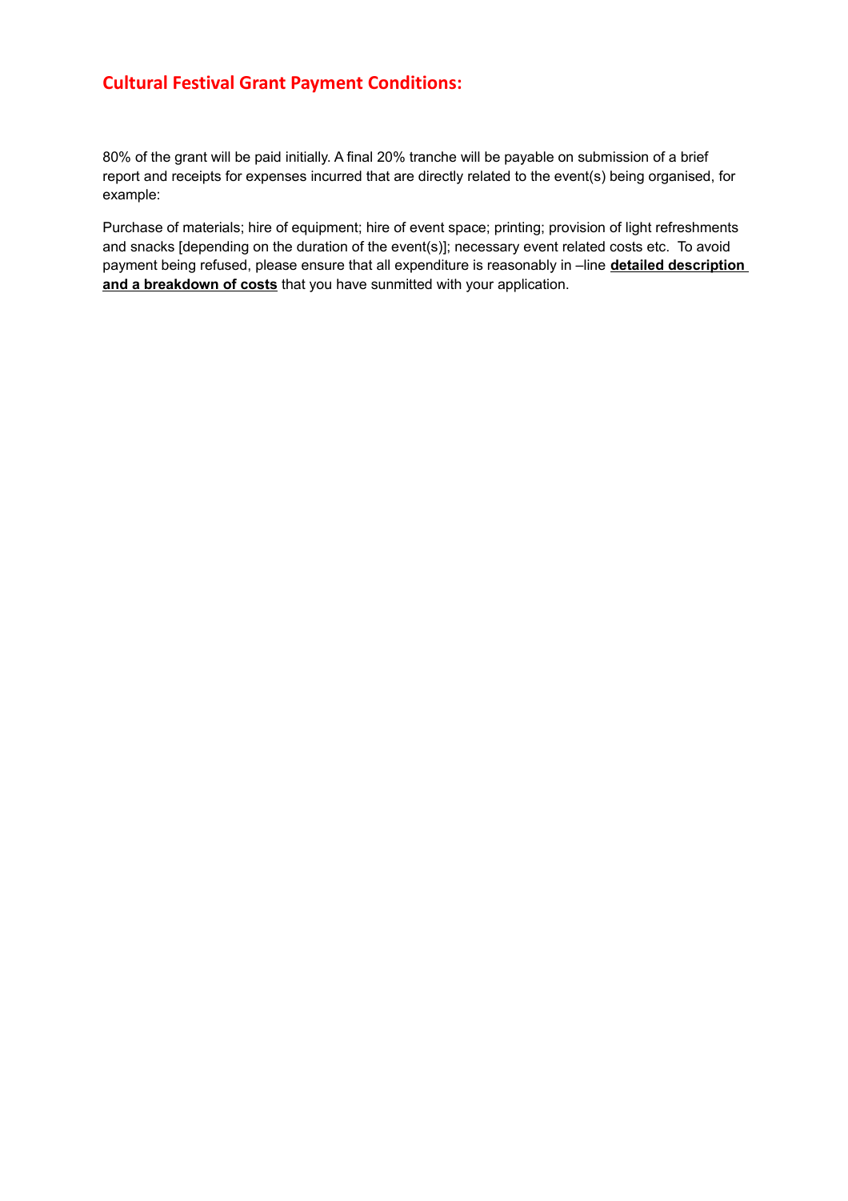## Cultural Festival Grant Payment Conditions:

80% of the grant will be paid initially. A final 20% tranche will be payable on submission of a brief report and receipts for expenses incurred that are directly related to the event(s) being organised, for example:

Purchase of materials; hire of equipment; hire of event space; printing; provision of light refreshments and snacks [depending on the duration of the event(s)]; necessary event related costs etc. To avoid payment being refused, please ensure that all expenditure is reasonably in –line **detailed description and a breakdown of costs** that you have sunmitted with your application.